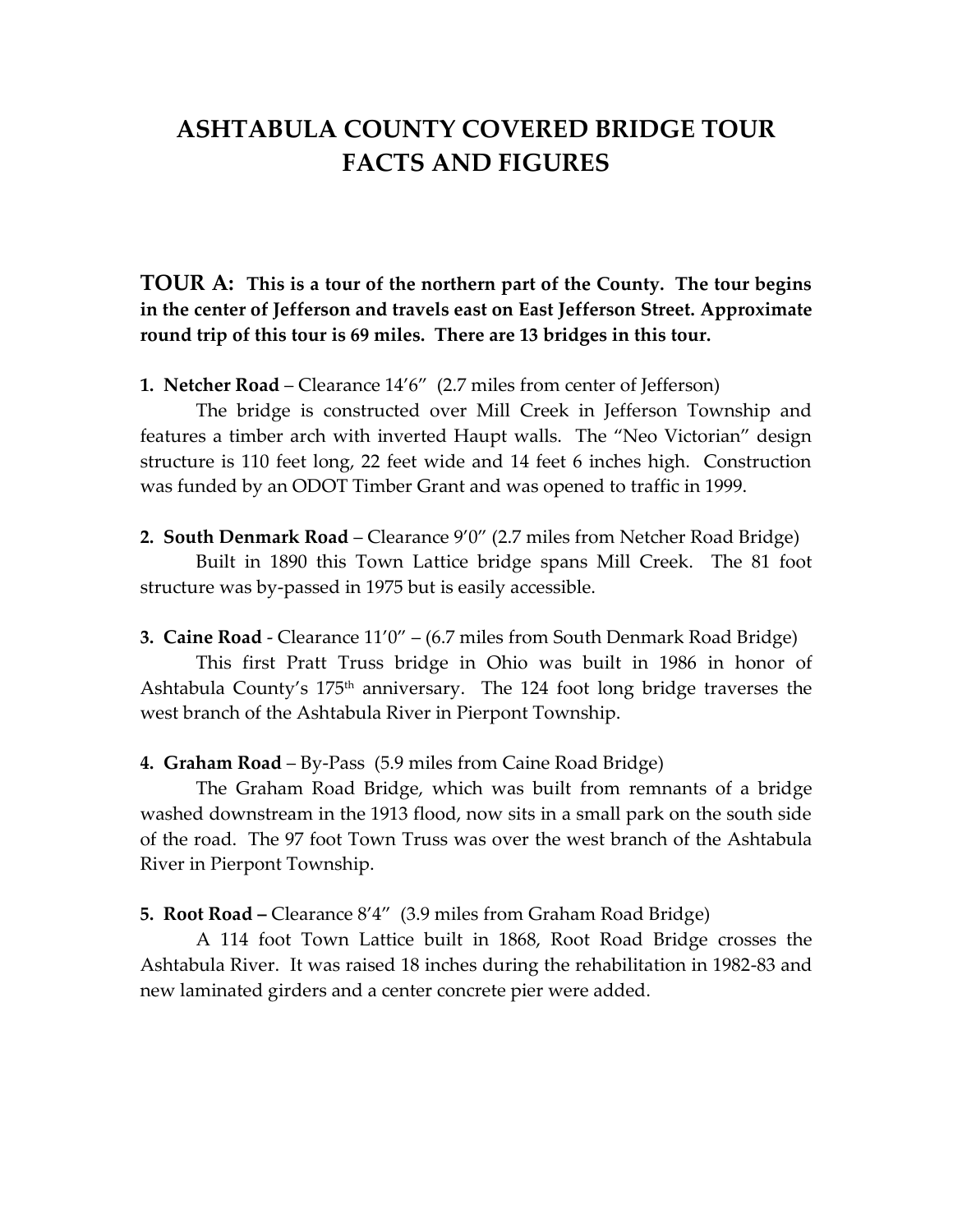# ASHTABULA COUNTY COVERED BRIDGE TOUR FACTS AND FIGURES

**TOUR A: This is a tour of the northern part of the County. The tour begins in the center of Jefferson and travels east on East Jefferson Street. Approximate round trip of this tour is 69 miles. There are 13 bridges in this tour.**

**1. Netcher Road** – Clearance 14'6" (2.7 miles from center of Jefferson)

The bridge is constructed over Mill Creek in Jefferson Township and features a timber arch with inverted Haupt walls. The "Neo Victorian" design structure is 110 feet long, 22 feet wide and 14 feet 6 inches high. Construction was funded by an ODOT Timber Grant and was opened to traffic in 1999.

**2. South Denmark Road** – Clearance 9'0" (2.7 miles from Netcher Road Bridge)

Built in 1890 this Town Lattice bridge spans Mill Creek. The 81 foot structure was by-passed in 1975 but is easily accessible.

**3. Caine Road** - Clearance 11'0" – (6.7 miles from South Denmark Road Bridge)

This first Pratt Truss bridge in Ohio was built in 1986 in honor of Ashtabula County's 175th anniversary. The 124 foot long bridge traverses the west branch of the Ashtabula River in Pierpont Township.

**4. Graham Road** – By-Pass (5.9 miles from Caine Road Bridge)

The Graham Road Bridge, which was built from remnants of a bridge washed downstream in the 1913 flood, now sits in a small park on the south side of the road. The 97 foot Town Truss was over the west branch of the Ashtabula River in Pierpont Township.

**5. Root Road –** Clearance 8'4" (3.9 miles from Graham Road Bridge)

A 114 foot Town Lattice built in 1868, Root Road Bridge crosses the Ashtabula River. It was raised 18 inches during the rehabilitation in 1982-83 and new laminated girders and a center concrete pier were added.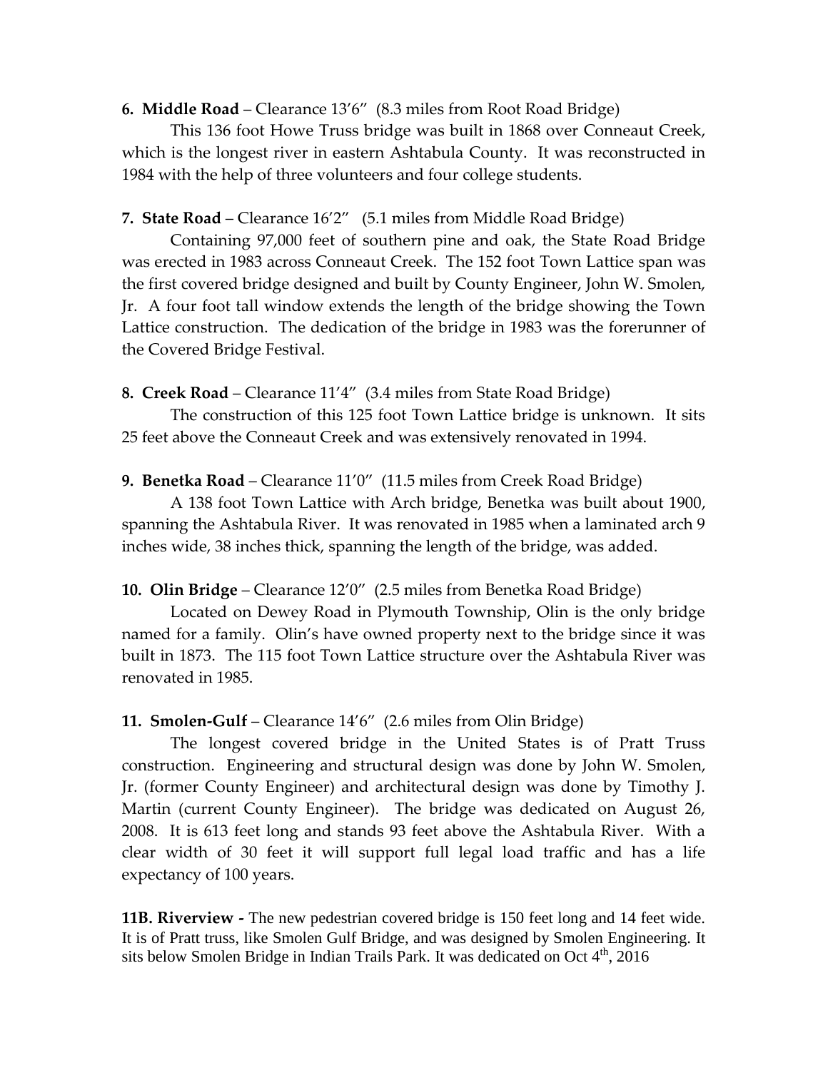**6. Middle Road** – Clearance 13'6" (8.3 miles from Root Road Bridge)

This 136 foot Howe Truss bridge was built in 1868 over Conneaut Creek, which is the longest river in eastern Ashtabula County. It was reconstructed in 1984 with the help of three volunteers and four college students.

**7. State Road** – Clearance 16'2" (5.1 miles from Middle Road Bridge)

Containing 97,000 feet of southern pine and oak, the State Road Bridge was erected in 1983 across Conneaut Creek. The 152 foot Town Lattice span was the first covered bridge designed and built by County Engineer, John W. Smolen, Jr. A four foot tall window extends the length of the bridge showing the Town Lattice construction. The dedication of the bridge in 1983 was the forerunner of the Covered Bridge Festival.

**8. Creek Road** – Clearance 11'4" (3.4 miles from State Road Bridge)

The construction of this 125 foot Town Lattice bridge is unknown. It sits 25 feet above the Conneaut Creek and was extensively renovated in 1994.

**9. Benetka Road** – Clearance 11'0" (11.5 miles from Creek Road Bridge)

A 138 foot Town Lattice with Arch bridge, Benetka was built about 1900, spanning the Ashtabula River. It was renovated in 1985 when a laminated arch 9 inches wide, 38 inches thick, spanning the length of the bridge, was added.

**10. Olin Bridge** – Clearance 12'0" (2.5 miles from Benetka Road Bridge)

Located on Dewey Road in Plymouth Township, Olin is the only bridge named for a family. Olin's have owned property next to the bridge since it was built in 1873. The 115 foot Town Lattice structure over the Ashtabula River was renovated in 1985.

**11. Smolen-Gulf** – Clearance 14'6" (2.6 miles from Olin Bridge)

The longest covered bridge in the United States is of Pratt Truss construction. Engineering and structural design was done by John W. Smolen, Jr. (former County Engineer) and architectural design was done by Timothy J. Martin (current County Engineer). The bridge was dedicated on August 26, 2008. It is 613 feet long and stands 93 feet above the Ashtabula River. With a clear width of 30 feet it will support full legal load traffic and has a life expectancy of 100 years.

**11B. Riverview -** The new pedestrian covered bridge is 150 feet long and 14 feet wide. It is of Pratt truss, like Smolen Gulf Bridge, and was designed by Smolen Engineering. It sits below Smolen Bridge in Indian Trails Park. It was dedicated on Oct 4th, 2016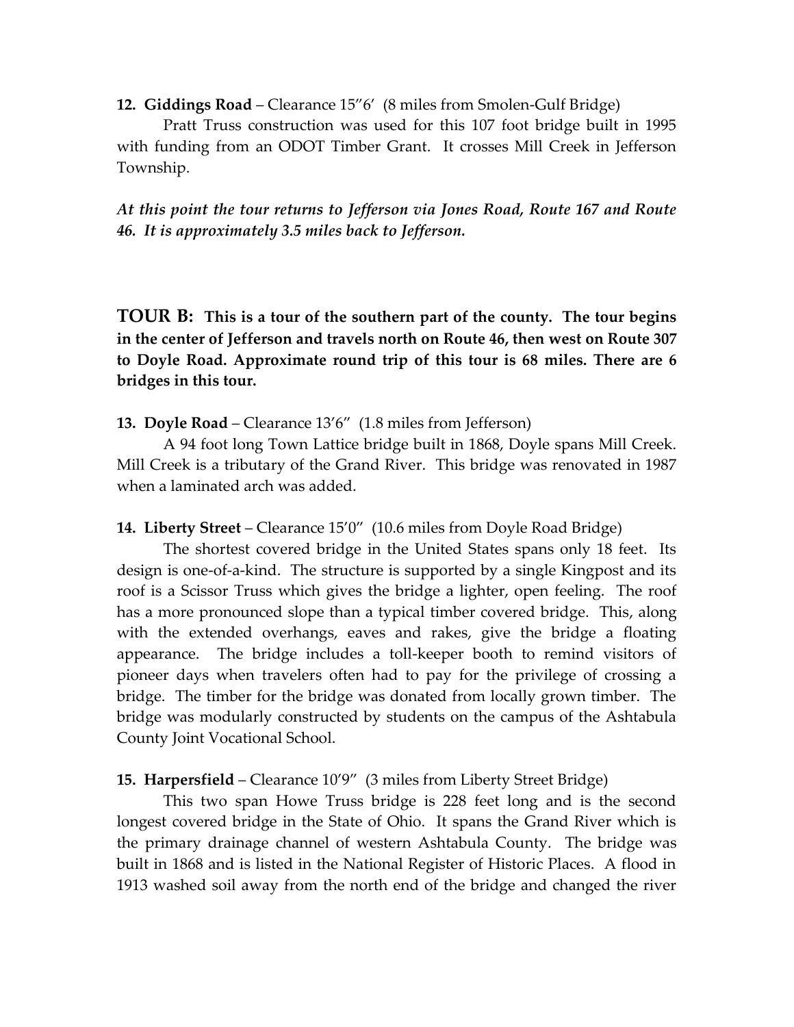**12. Giddings Road** – Clearance 15”6’ (8 miles from Smolen-Gulf Bridge)

Pratt Truss construction was used for this 107 foot bridge built in 1995 with funding from an ODOT Timber Grant. It crosses Mill Creek in Jefferson Township.

***At this point the tour returns to Jefferson via Jones Road, Route 167 and Route 46. It is approximately 3.5 miles back to Jefferson.***

**TOUR B: This is a tour of the southern part of the county. The tour begins in the center of Jefferson and travels north on Route 46, then west on Route 307 to Doyle Road. Approximate round trip of this tour is 68 miles. There are 6 bridges in this tour.**

**13. Doyle Road** – Clearance 13’6” (1.8 miles from Jefferson)

A 94 foot long Town Lattice bridge built in 1868, Doyle spans Mill Creek. Mill Creek is a tributary of the Grand River. This bridge was renovated in 1987 when a laminated arch was added.

**14. Liberty Street** – Clearance 15’0” (10.6 miles from Doyle Road Bridge)

The shortest covered bridge in the United States spans only 18 feet. Its design is one-of-a-kind. The structure is supported by a single Kingpost and its roof is a Scissor Truss which gives the bridge a lighter, open feeling. The roof has a more pronounced slope than a typical timber covered bridge. This, along with the extended overhangs, eaves and rakes, give the bridge a floating appearance. The bridge includes a toll-keeper booth to remind visitors of pioneer days when travelers often had to pay for the privilege of crossing a bridge. The timber for the bridge was donated from locally grown timber. The bridge was modularly constructed by students on the campus of the Ashtabula County Joint Vocational School.

**15. Harpersfield** – Clearance 10’9” (3 miles from Liberty Street Bridge)

This two span Howe Truss bridge is 228 feet long and is the second longest covered bridge in the State of Ohio. It spans the Grand River which is the primary drainage channel of western Ashtabula County. The bridge was built in 1868 and is listed in the National Register of Historic Places. A flood in 1913 washed soil away from the north end of the bridge and changed the river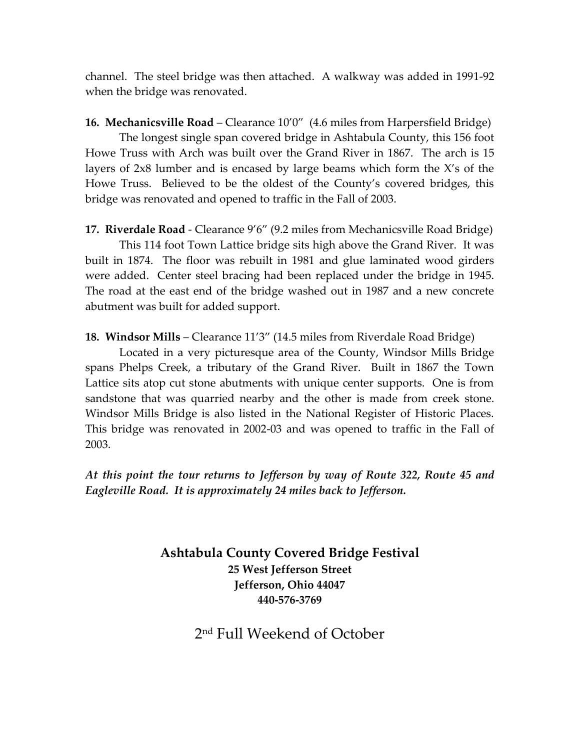channel. The steel bridge was then attached. A walkway was added in 1991-92 when the bridge was renovated.

**16. Mechanicsville Road** – Clearance 10'0" (4.6 miles from Harpersfield Bridge)

The longest single span covered bridge in Ashtabula County, this 156 foot Howe Truss with Arch was built over the Grand River in 1867. The arch is 15 layers of 2x8 lumber and is encased by large beams which form the X's of the Howe Truss. Believed to be the oldest of the County's covered bridges, this bridge was renovated and opened to traffic in the Fall of 2003.

**17. Riverdale Road** - Clearance 9'6" (9.2 miles from Mechanicsville Road Bridge)

This 114 foot Town Lattice bridge sits high above the Grand River. It was built in 1874. The floor was rebuilt in 1981 and glue laminated wood girders were added. Center steel bracing had been replaced under the bridge in 1945. The road at the east end of the bridge washed out in 1987 and a new concrete abutment was built for added support.

**18. Windsor Mills** – Clearance 11'3" (14.5 miles from Riverdale Road Bridge)

Located in a very picturesque area of the County, Windsor Mills Bridge spans Phelps Creek, a tributary of the Grand River. Built in 1867 the Town Lattice sits atop cut stone abutments with unique center supports. One is from sandstone that was quarried nearby and the other is made from creek stone. Windsor Mills Bridge is also listed in the National Register of Historic Places. This bridge was renovated in 2002-03 and was opened to traffic in the Fall of 2003.

***At this point the tour returns to Jefferson by way of Route 322, Route 45 and Eagleville Road. It is approximately 24 miles back to Jefferson.***

## Ashtabula County Covered Bridge Festival

**25 West Jefferson Street**
**Jefferson, Ohio 44047**
**440-576-3769**

2nd Full Weekend of October